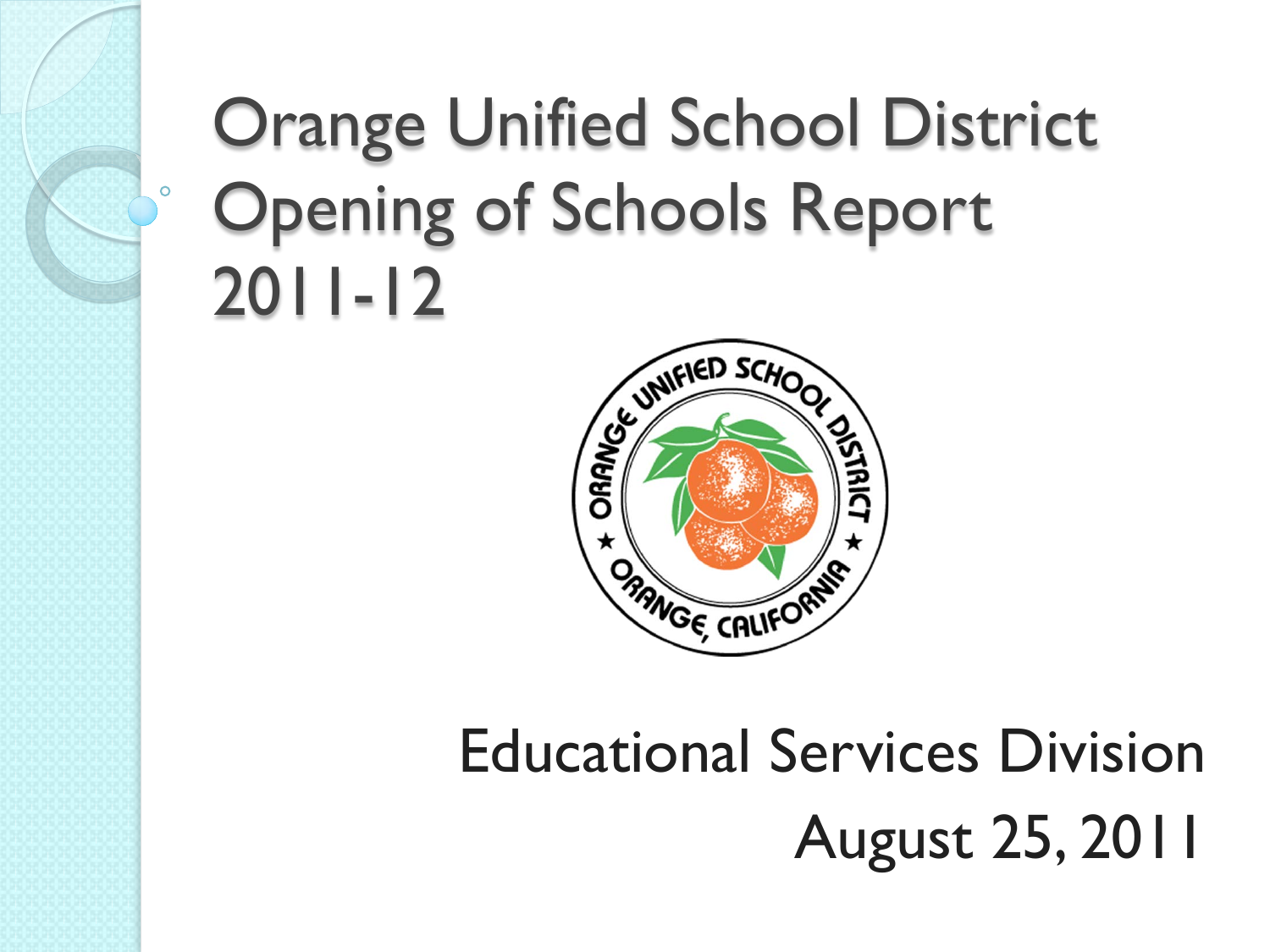# Orange Unified School District Opening of Schools Report 2011-12

Educational Services Division

August 25, 2011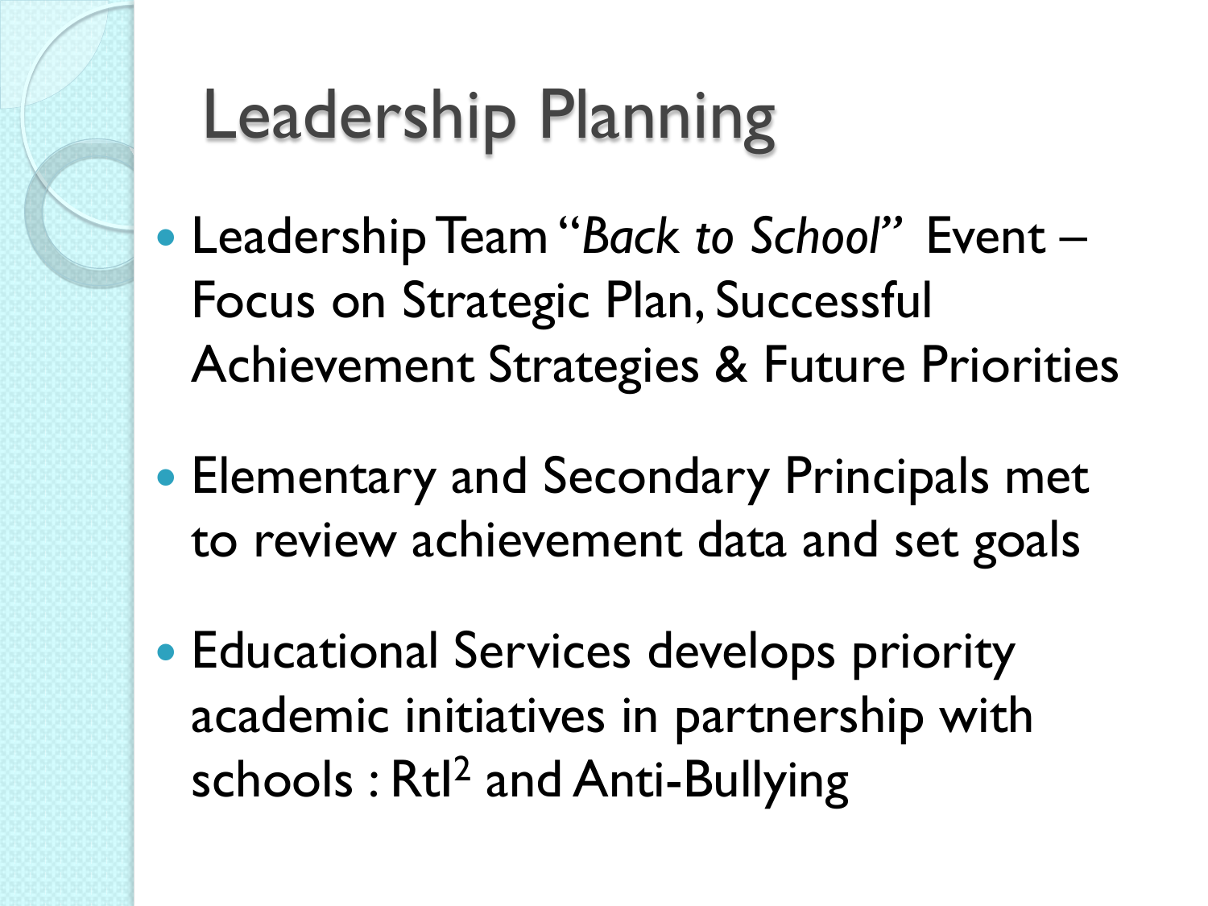# Leadership Planning

- Leadership Team "*Back to School*" Event – Focus on Strategic Plan, Successful Achievement Strategies & Future Priorities
- Elementary and Secondary Principals met to review achievement data and set goals
- Educational Services develops priority academic initiatives in partnership with schools : $RtI^2$ and Anti-Bullying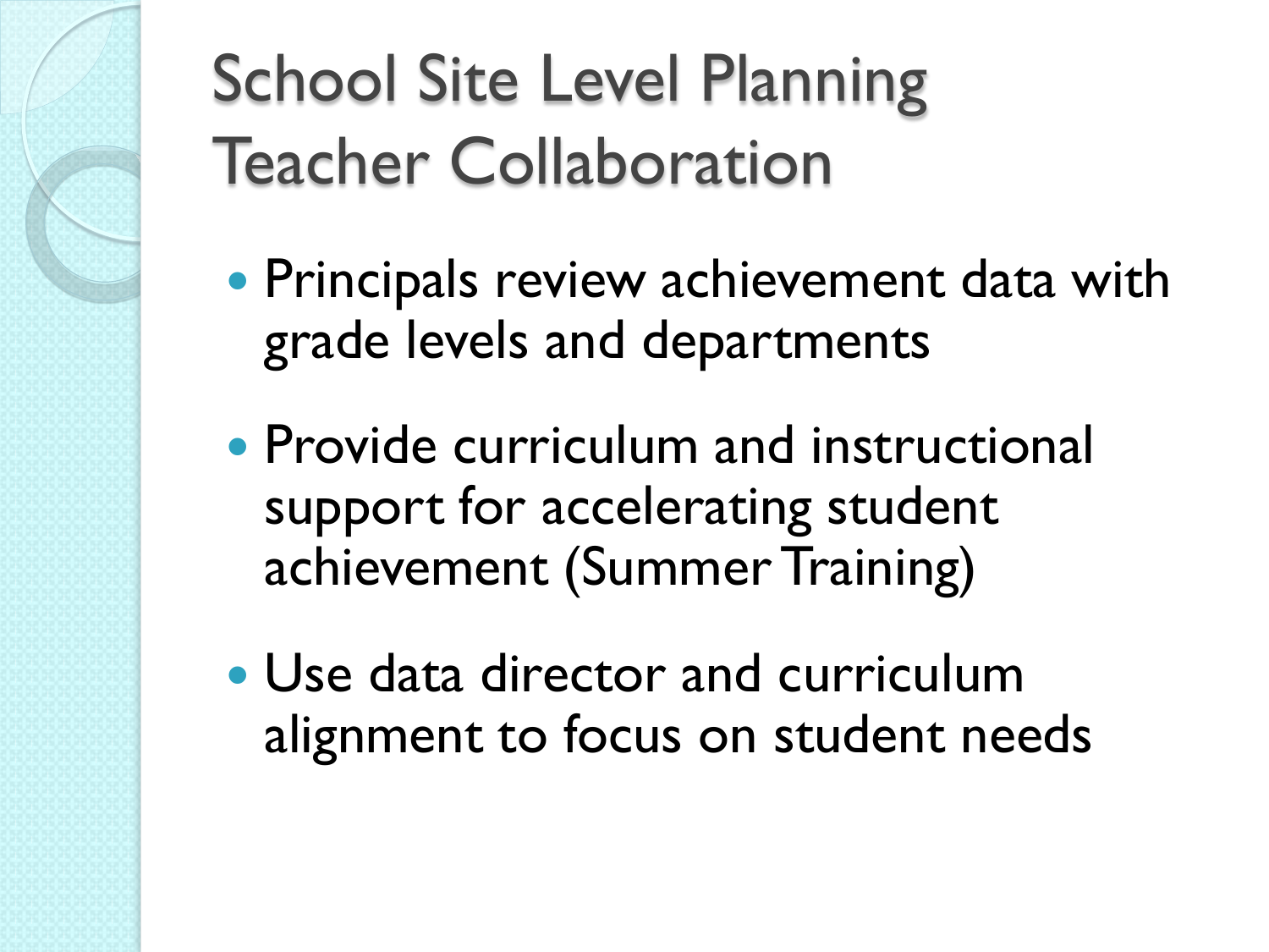# School Site Level Planning Teacher Collaboration

- Principals review achievement data with grade levels and departments
- Provide curriculum and instructional support for accelerating student achievement (Summer Training)
- Use data director and curriculum alignment to focus on student needs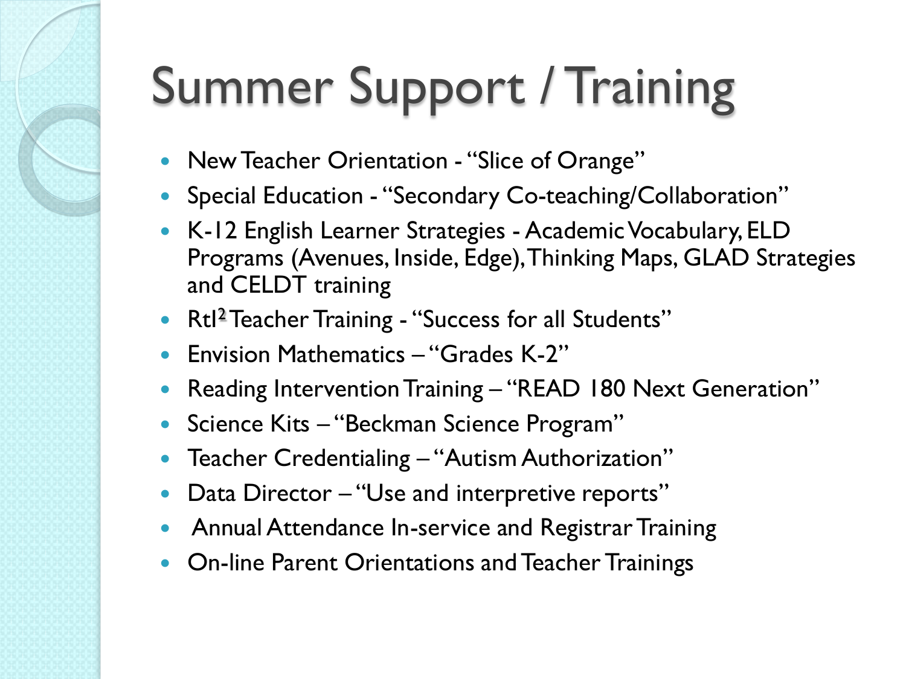# Summer Support / Training

- New Teacher Orientation - "Slice of Orange"
- Special Education - "Secondary Co-teaching/Collaboration"
- K-12 English Learner Strategies - Academic Vocabulary, ELD Programs (Avenues, Inside, Edge), Thinking Maps, GLAD Strategies and CELDT training
- $RtI^2$ Teacher Training - "Success for all Students"
- Envision Mathematics – "Grades K-2"
- Reading Intervention Training – "READ 180 Next Generation"
- Science Kits – "Beckman Science Program"
- Teacher Credentialing – "Autism Authorization"
- Data Director – "Use and interpretive reports"
- Annual Attendance In-service and Registrar Training
- On-line Parent Orientations and Teacher Trainings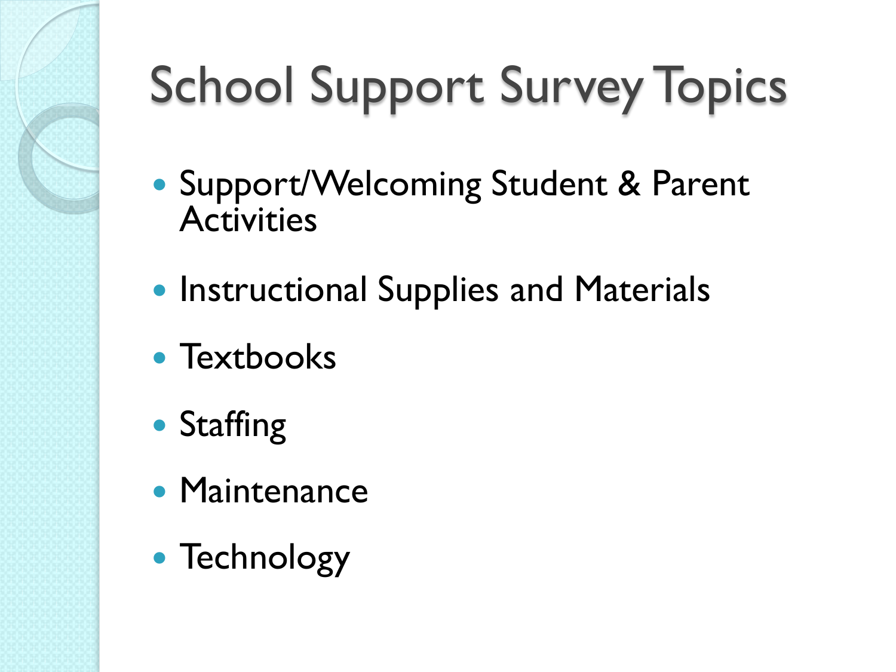# School Support Survey Topics

- Support/Welcoming Student & Parent Activities
- Instructional Supplies and Materials
- Textbooks
- Staffing
- Maintenance
- Technology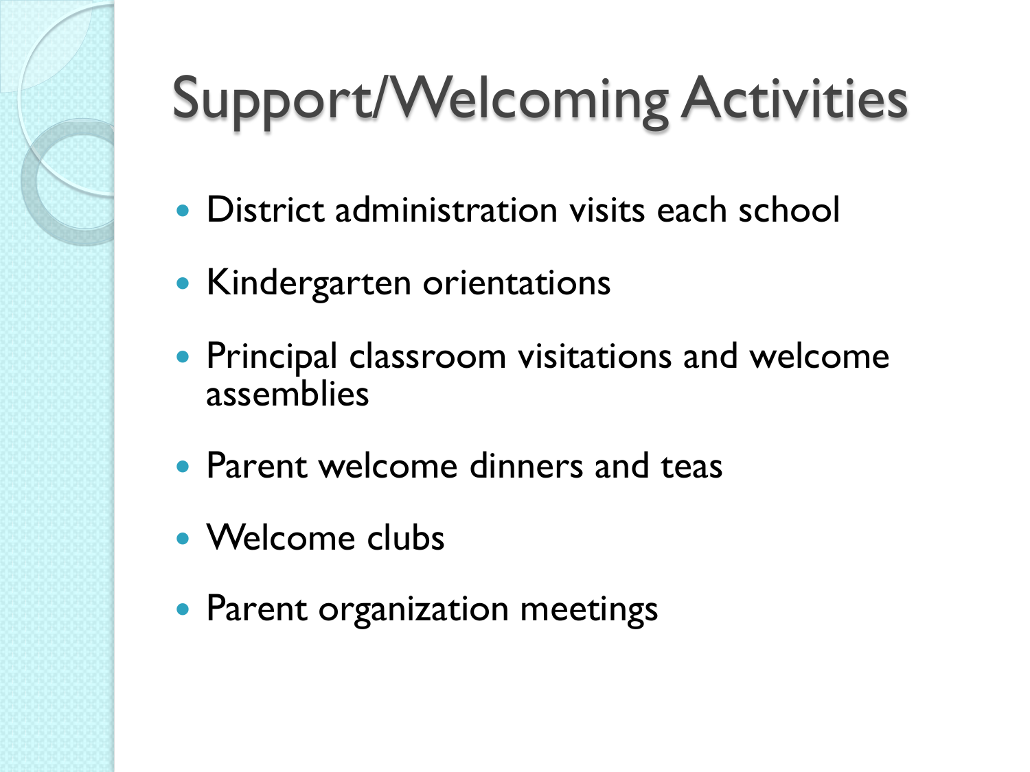# Support/Welcoming Activities

- District administration visits each school
- Kindergarten orientations
- Principal classroom visitations and welcome assemblies
- Parent welcome dinners and teas
- Welcome clubs
- Parent organization meetings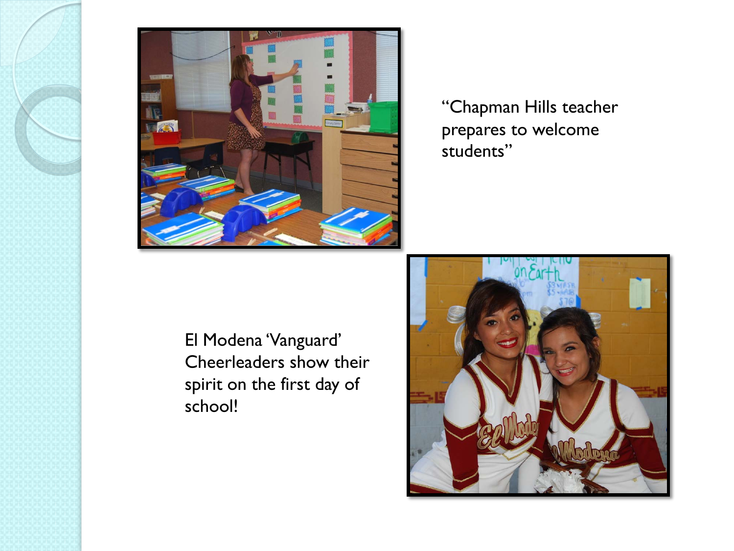"Chapman Hills teacher prepares to welcome students"

El Modena 'Vanguard' Cheerleaders show their spirit on the first day of school!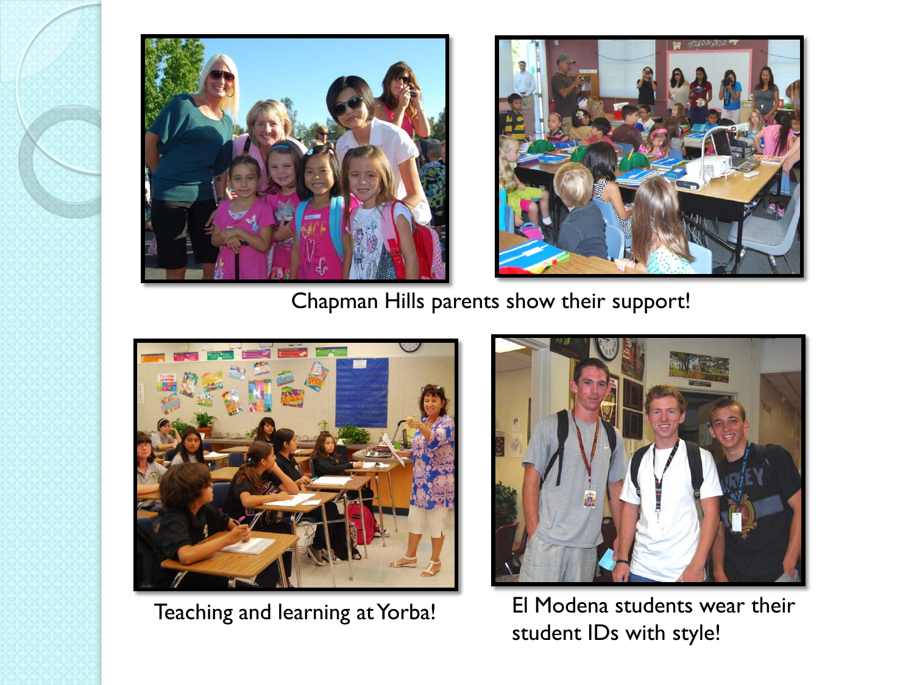Chapman Hills parents show their support!

Teaching and learning at Yorba!

El Modena students wear their student IDs with style!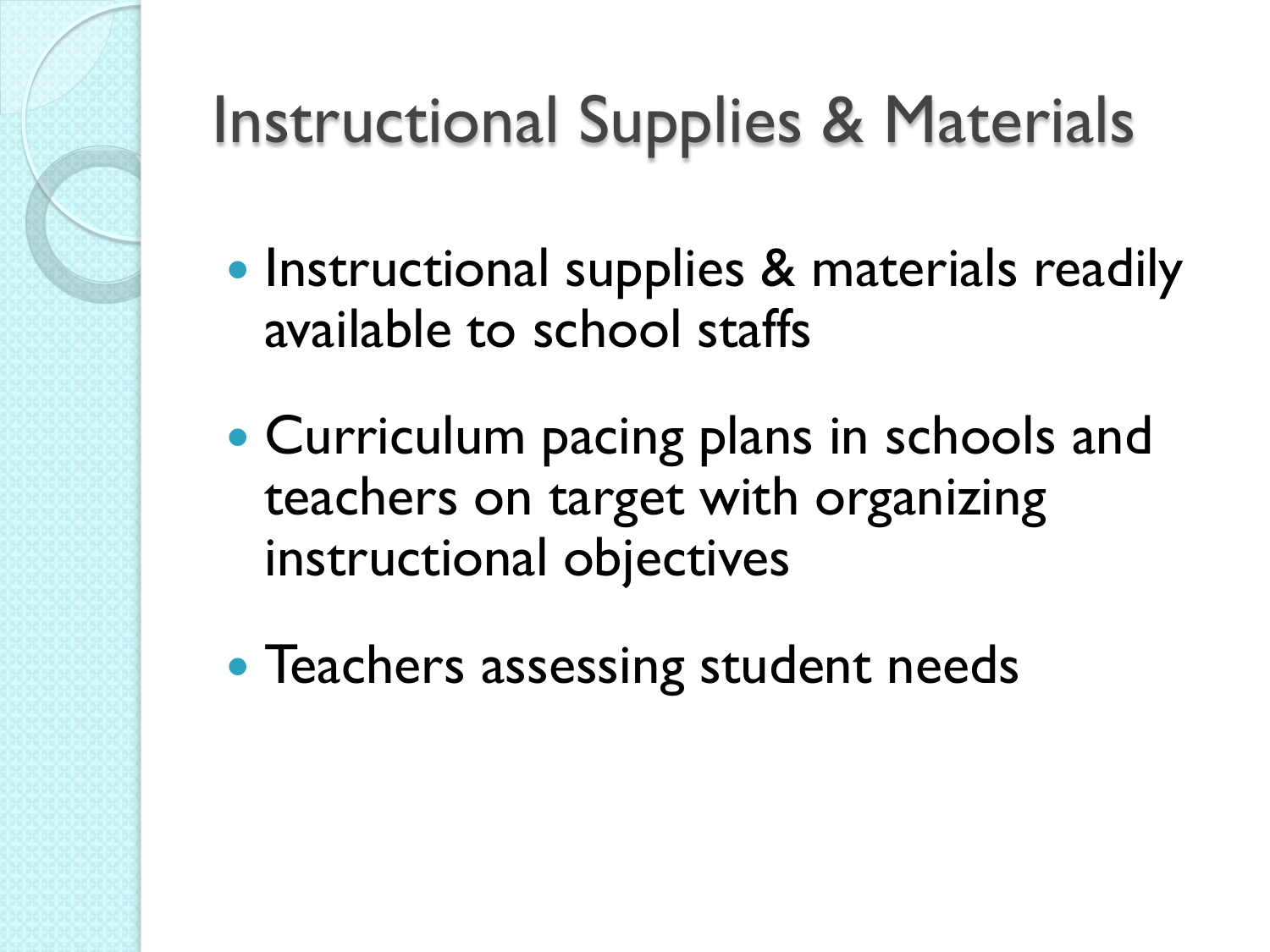# Instructional Supplies & Materials

- Instructional supplies & materials readily available to school staffs
- Curriculum pacing plans in schools and teachers on target with organizing instructional objectives
- Teachers assessing student needs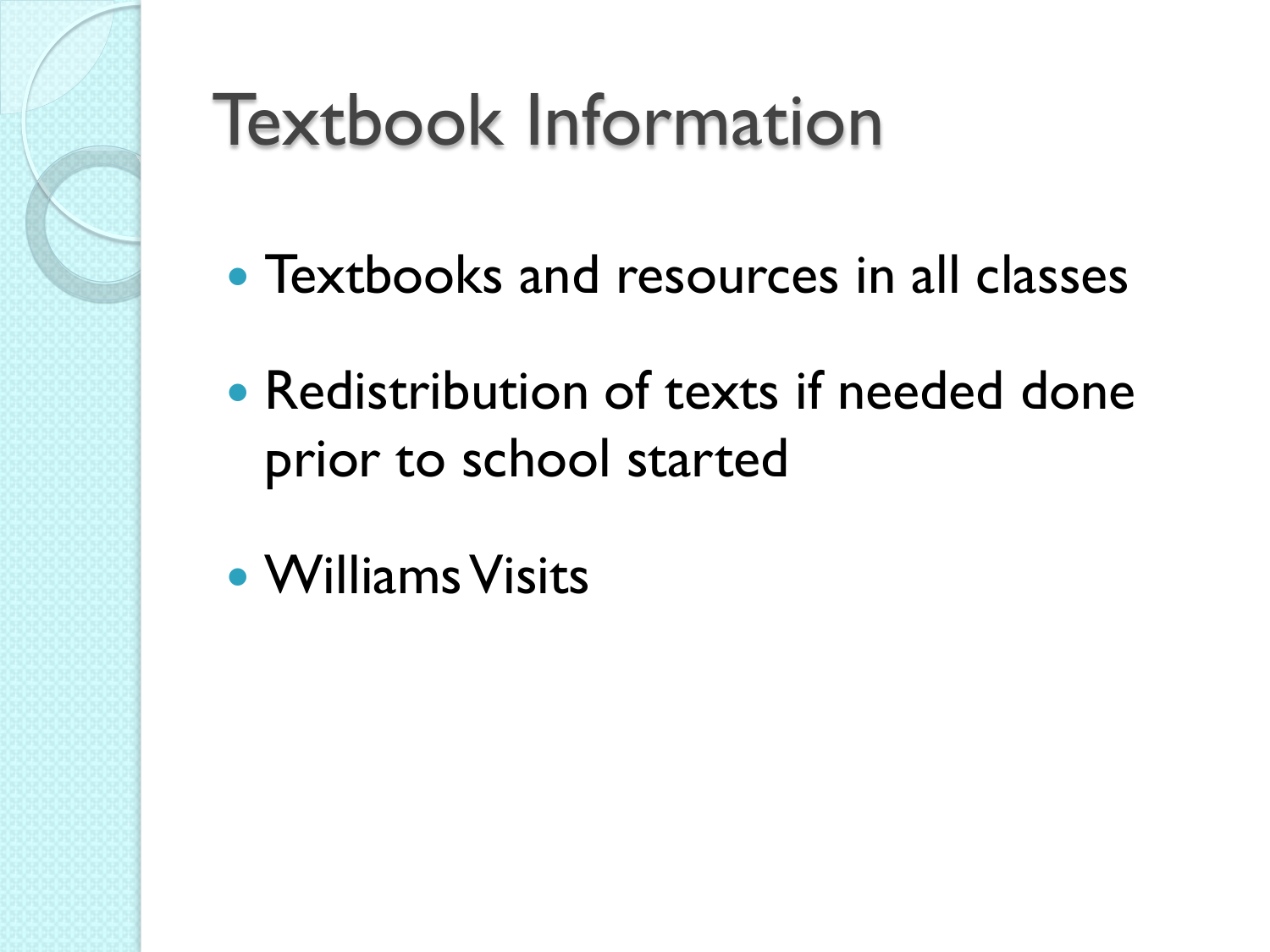# Textbook Information

- Textbooks and resources in all classes
- Redistribution of texts if needed done prior to school started
- Williams Visits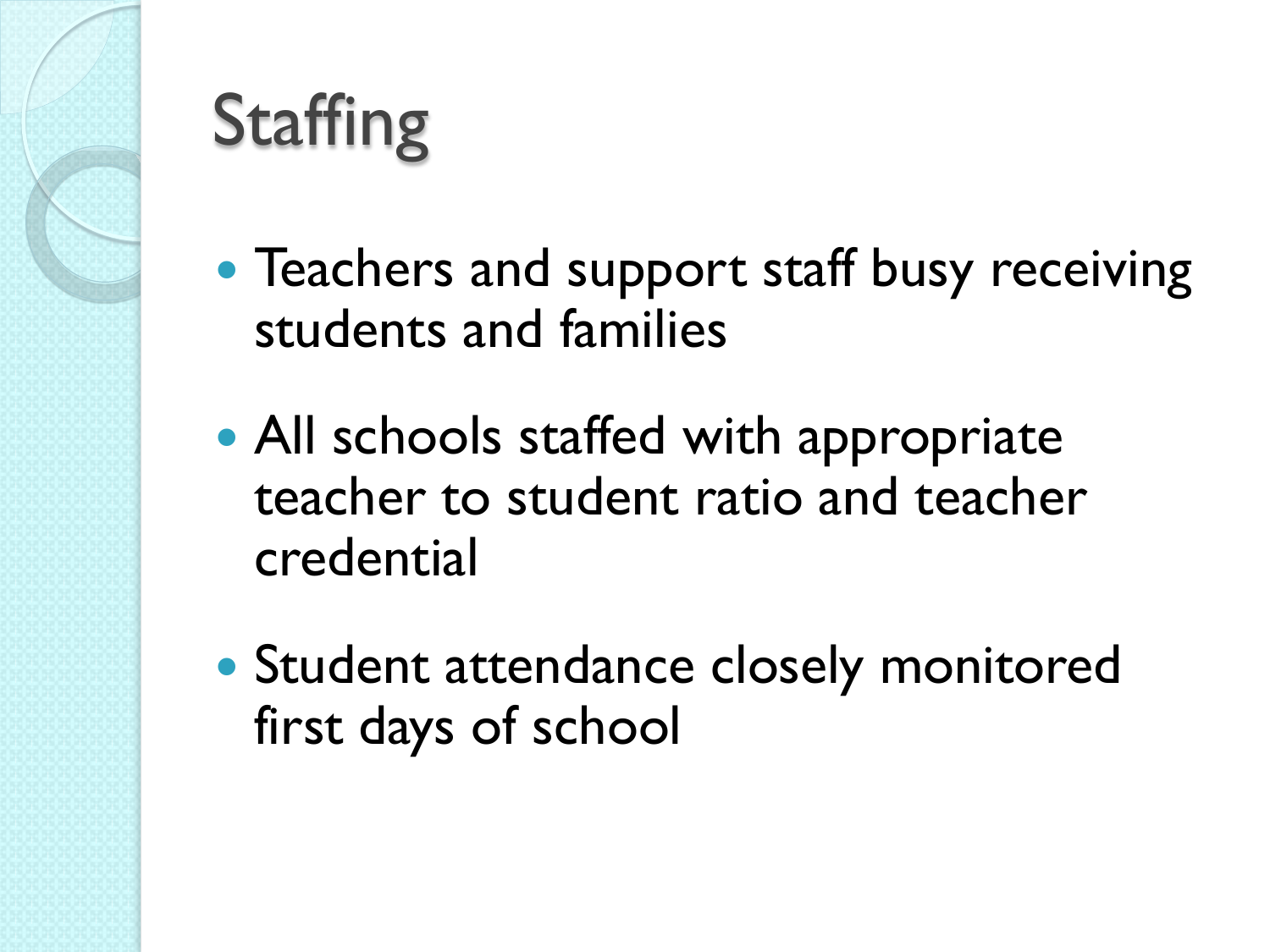# Staffing

- Teachers and support staff busy receiving students and families
- All schools staffed with appropriate teacher to student ratio and teacher credential
- Student attendance closely monitored first days of school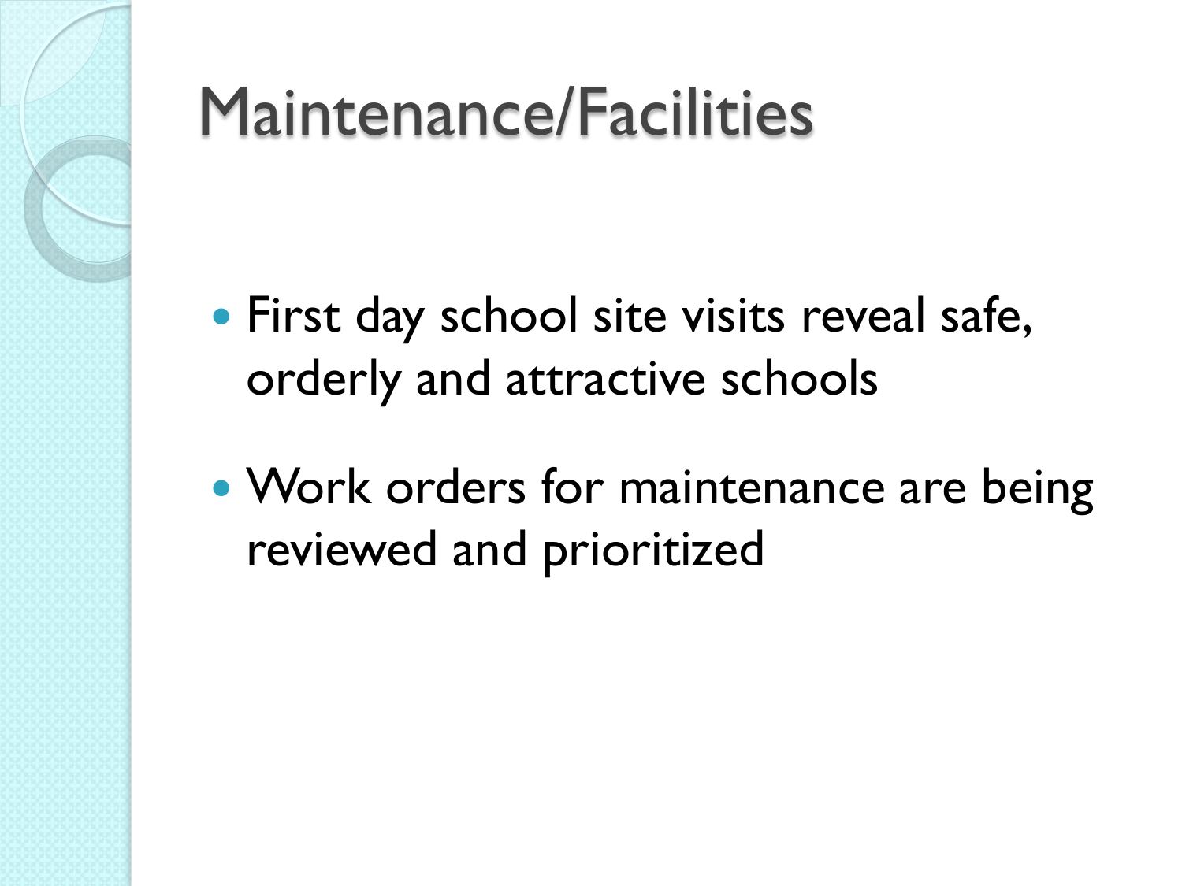# Maintenance/Facilities

- First day school site visits reveal safe, orderly and attractive schools
- Work orders for maintenance are being reviewed and prioritized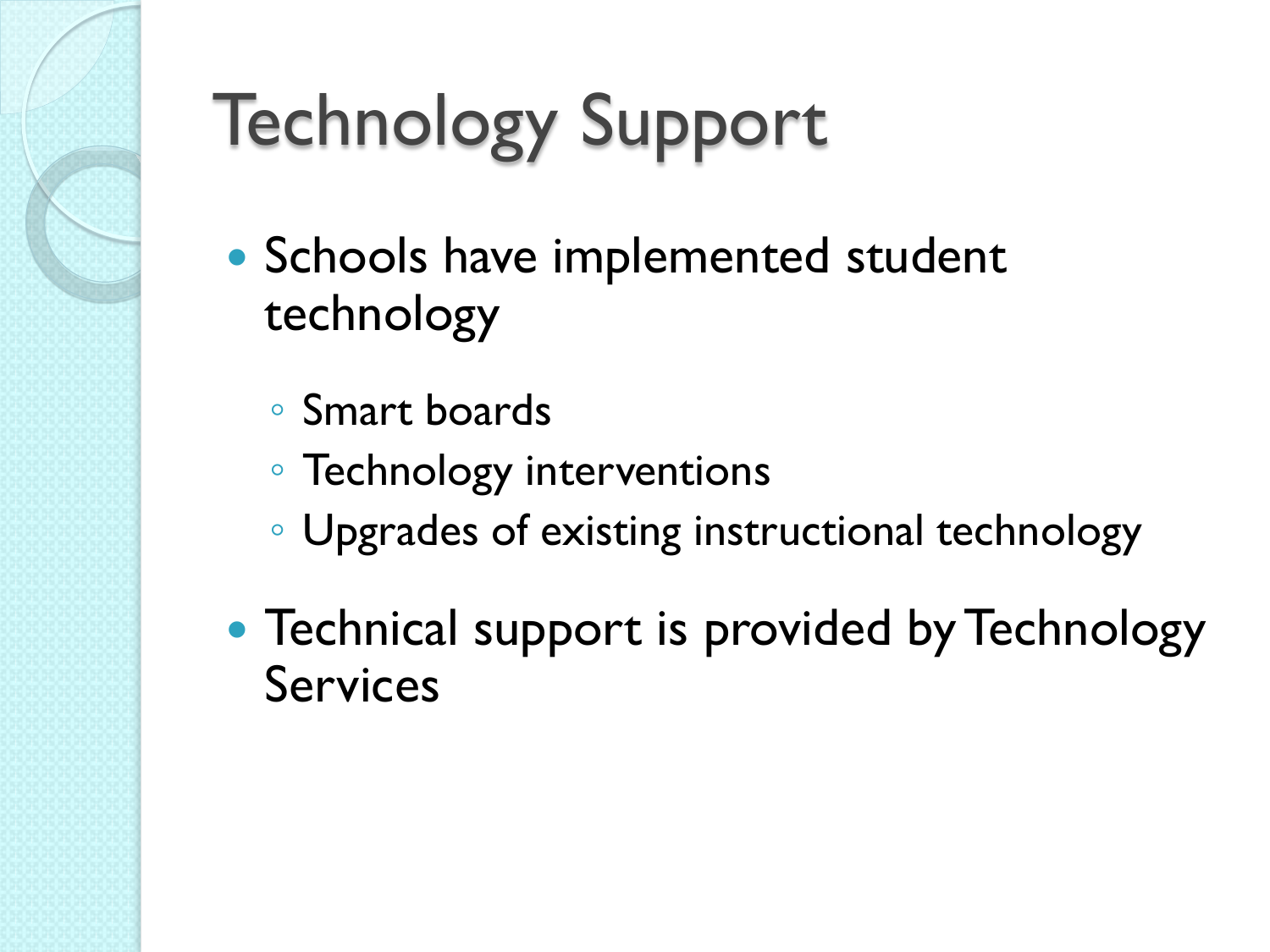# Technology Support

- Schools have implemented student technology
  - Smart boards
  - Technology interventions
  - Upgrades of existing instructional technology
- Technical support is provided by Technology Services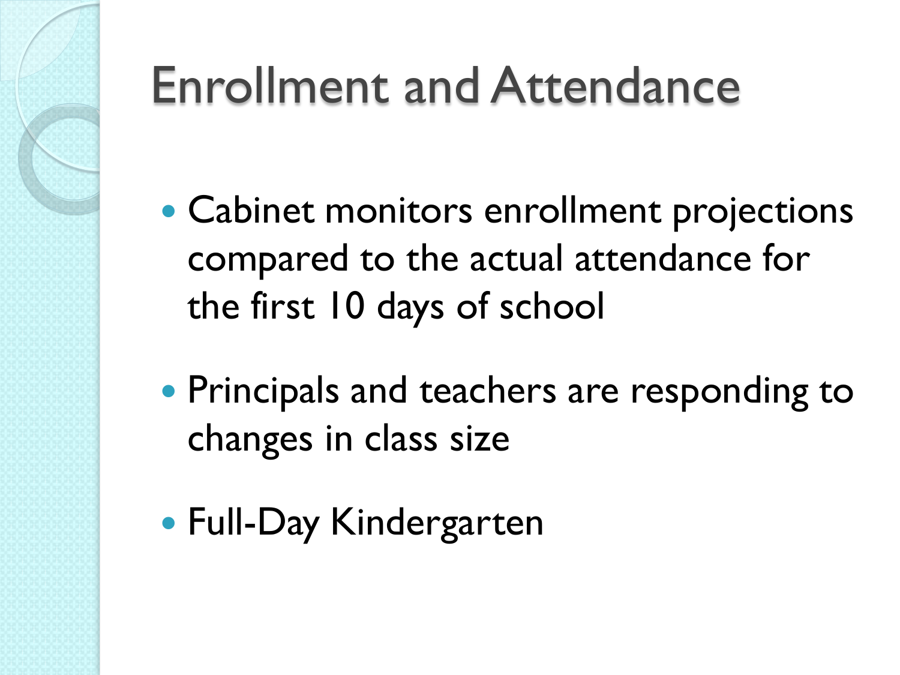# Enrollment and Attendance

- Cabinet monitors enrollment projections compared to the actual attendance for the first 10 days of school
- Principals and teachers are responding to changes in class size
- Full-Day Kindergarten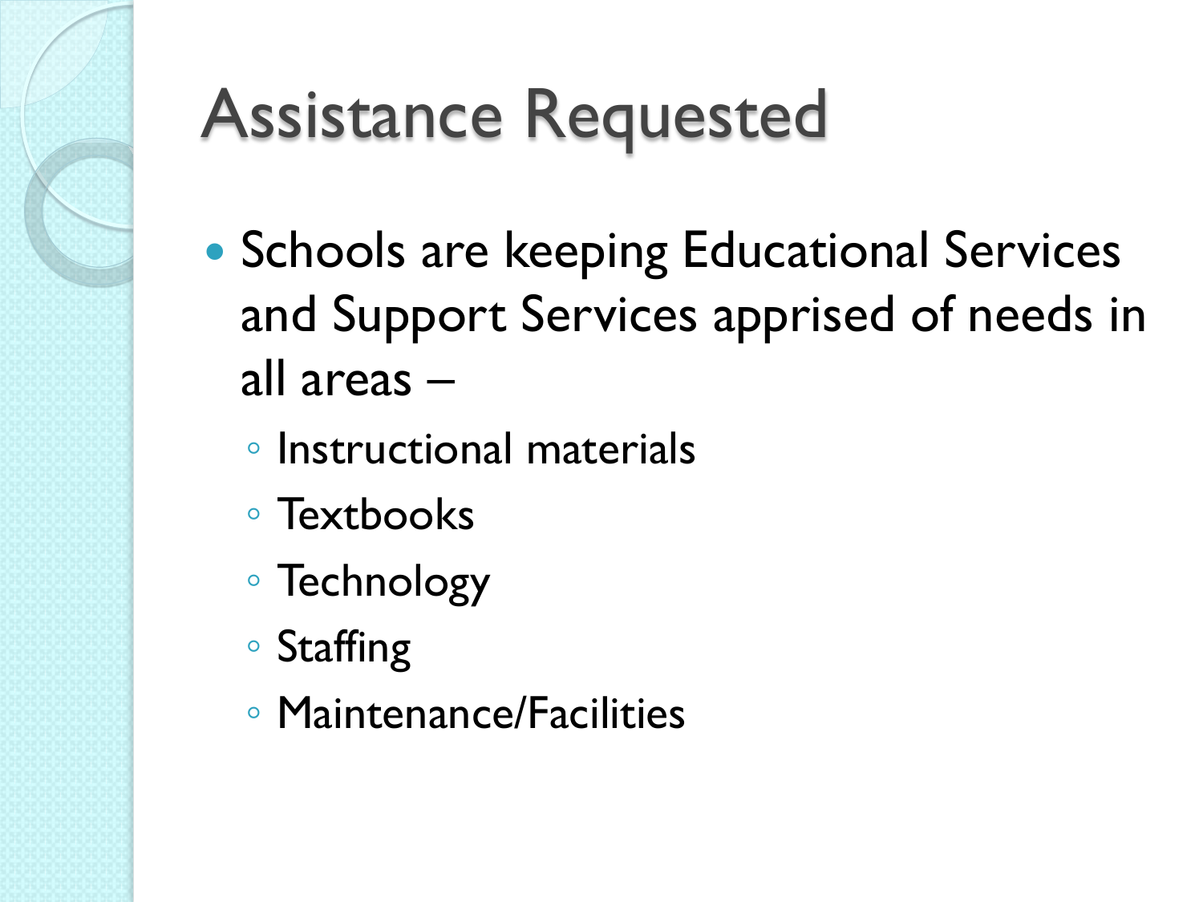# Assistance Requested

- Schools are keeping Educational Services and Support Services apprised of needs in all areas –
  - Instructional materials
  - Textbooks
  - Technology
  - Staffing
  - Maintenance/Facilities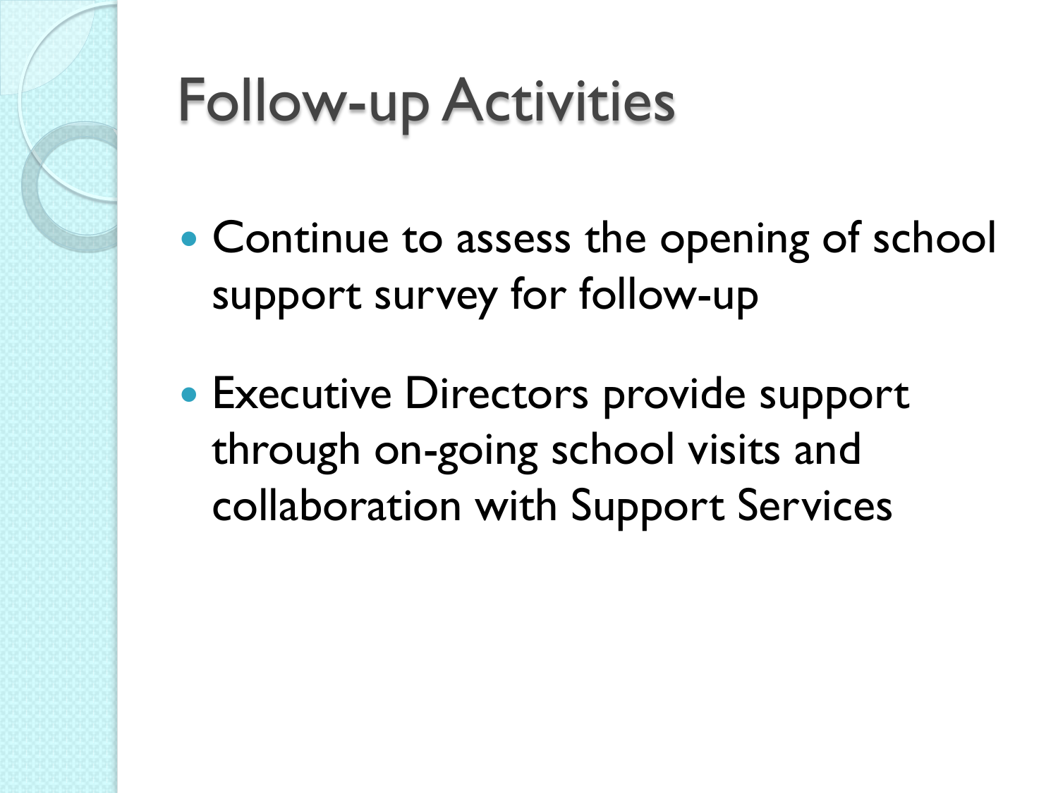# Follow-up Activities

- Continue to assess the opening of school support survey for follow-up
- Executive Directors provide support through on-going school visits and collaboration with Support Services